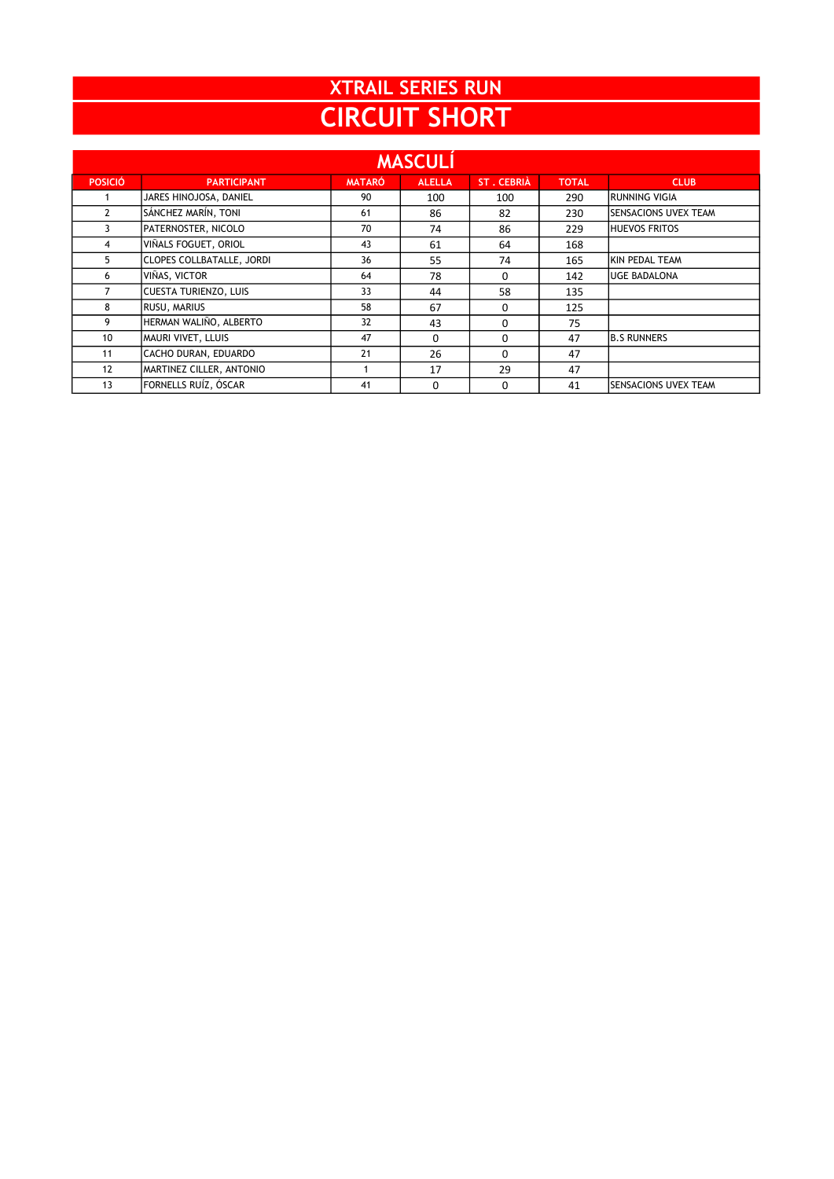# XTRAIL SERIES RUN

# CIRCUIT SHORT

## MASCULÍ

| POSICIÓ | PARTICIPANT | MATARÓ | ALELLA | ST . CEBRIÀ | TOTAL | CLUB |
|---|---|---|---|---|---|---|
| 1 | JARES HINOJOSA, DANIEL | 90 | 100 | 100 | 290 | RUNNING VIGIA |
| 2 | SÁNCHEZ MARÍN, TONI | 61 | 86 | 82 | 230 | SENSACIONS UVEX TEAM |
| 3 | PATERNOSTER, NICOLO | 70 | 74 | 86 | 229 | HUEVOS FRITOS |
| 4 | VIÑALS FOGUET, ORIOL | 43 | 61 | 64 | 168 | |
| 5 | CLOPES COLLBATALLE, JORDI | 36 | 55 | 74 | 165 | KIN PEDAL TEAM |
| 6 | VIÑAS, VICTOR | 64 | 78 | 0 | 142 | UGE BADALONA |
| 7 | CUESTA TURIENZO, LUIS | 33 | 44 | 58 | 135 | |
| 8 | RUSU, MARIUS | 58 | 67 | 0 | 125 | |
| 9 | HERMAN WALIÑO, ALBERTO | 32 | 43 | 0 | 75 | |
| 10 | MAURI VIVET, LLUIS | 47 | 0 | 0 | 47 | B.S RUNNERS |
| 11 | CACHO DURAN, EDUARDO | 21 | 26 | 0 | 47 | |
| 12 | MARTINEZ CILLER, ANTONIO | 1 | 17 | 29 | 47 | |
| 13 | FORNELLS RUÍZ, ÓSCAR | 41 | 0 | 0 | 41 | SENSACIONS UVEX TEAM |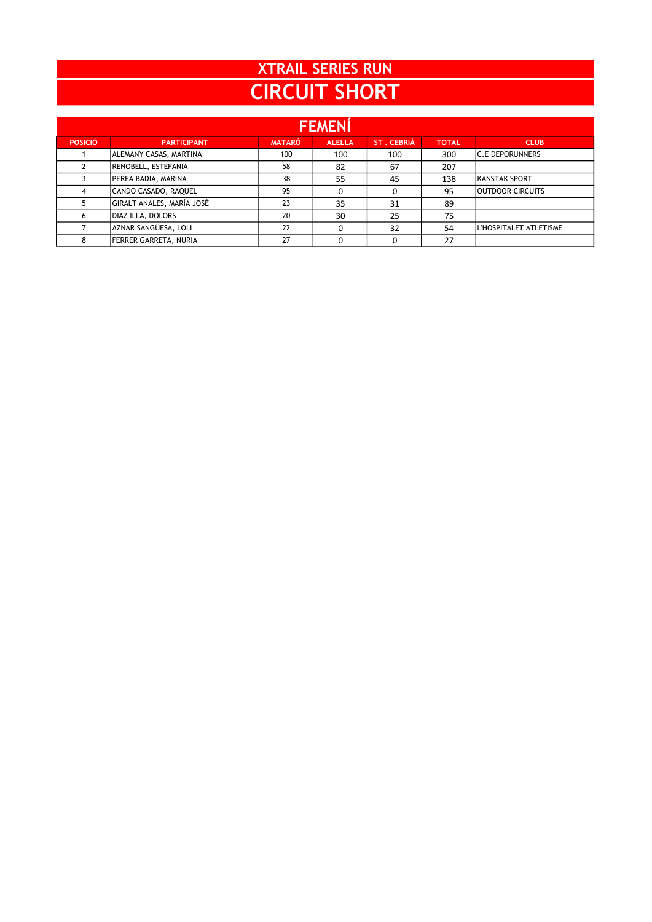# XTRAIL SERIES RUN

# CIRCUIT SHORT

## FEMENÍ

| POSICIÓ | PARTICIPANT | MATARÓ | ALELLA | ST . CEBRIÀ | TOTAL | CLUB |
|---|---|---|---|---|---|---|
| 1 | ALEMANY CASAS, MARTINA | 100 | 100 | 100 | 300 | C.E DEPORUNNERS |
| 2 | RENOBELL, ESTEFANIA | 58 | 82 | 67 | 207 | |
| 3 | PEREA BADIA, MARINA | 38 | 55 | 45 | 138 | KANSTAK SPORT |
| 4 | CANDO CASADO, RAQUEL | 95 | 0 | 0 | 95 | OUTDOOR CIRCUITS |
| 5 | GIRALT ANALES, MARÍA JOSÉ | 23 | 35 | 31 | 89 | |
| 6 | DIAZ ILLA, DOLORS | 20 | 30 | 25 | 75 | |
| 7 | AZNAR SANGÜESA, LOLI | 22 | 0 | 32 | 54 | L'HOSPITALET ATLETISME |
| 8 | FERRER GARRETA, NURIA | 27 | 0 | 0 | 27 | |